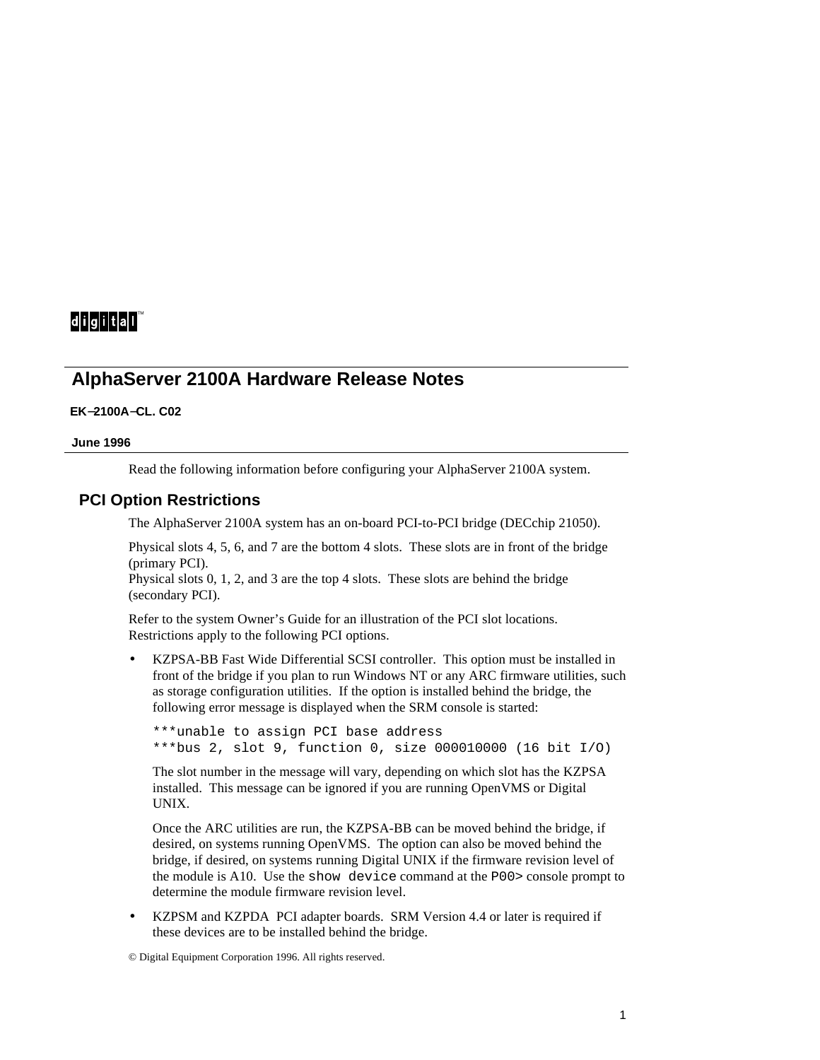# AlphaServer 2100A Hardware Release Notes

**EK–2100A–CL. C02**

**June 1996**

Read the following information before configuring your AlphaServer 2100A system.

## PCI Option Restrictions

The AlphaServer 2100A system has an on-board PCI-to-PCI bridge (DECchip 21050).

Physical slots 4, 5, 6, and 7 are the bottom 4 slots. These slots are in front of the bridge (primary PCI).
Physical slots 0, 1, 2, and 3 are the top 4 slots. These slots are behind the bridge (secondary PCI).

Refer to the system Owner's Guide for an illustration of the PCI slot locations. Restrictions apply to the following PCI options.

- KZPSA-BB Fast Wide Differential SCSI controller. This option must be installed in front of the bridge if you plan to run Windows NT or any ARC firmware utilities, such as storage configuration utilities. If the option is installed behind the bridge, the following error message is displayed when the SRM console is started:

  ```
  ***unable to assign PCI base address
  ***bus 2, slot 9, function 0, size 000010000 (16 bit I/O)
  ```

  The slot number in the message will vary, depending on which slot has the KZPSA installed. This message can be ignored if you are running OpenVMS or Digital UNIX.

  Once the ARC utilities are run, the KZPSA-BB can be moved behind the bridge, if desired, on systems running OpenVMS. The option can also be moved behind the bridge, if desired, on systems running Digital UNIX if the firmware revision level of the module is A10. Use the `show device` command at the `P00>` console prompt to determine the module firmware revision level.

- KZPSM and KZPDA PCI adapter boards. SRM Version 4.4 or later is required if these devices are to be installed behind the bridge.

© Digital Equipment Corporation 1996. All rights reserved.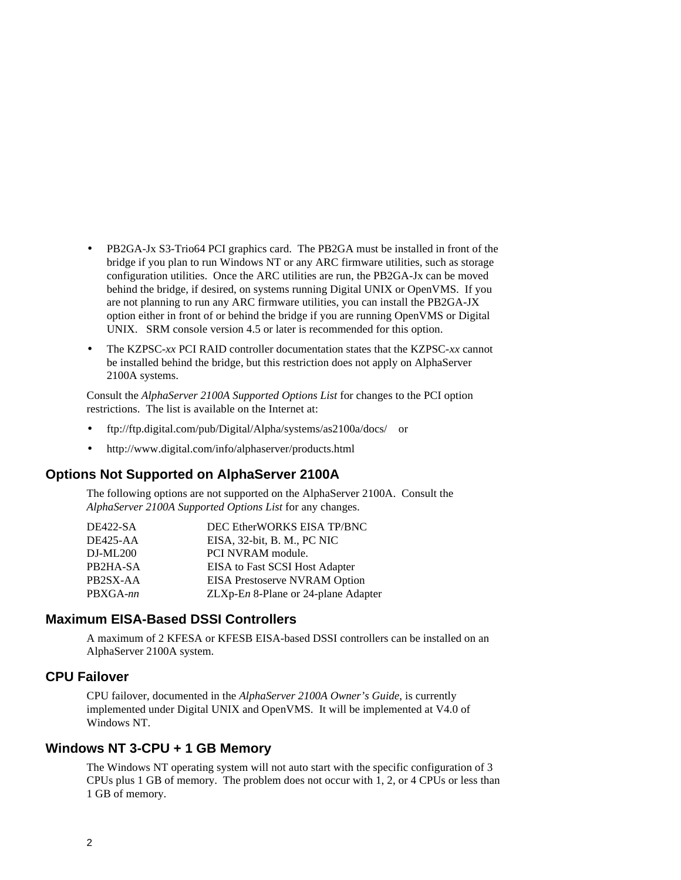- PB2GA-Jx S3-Trio64 PCI graphics card. The PB2GA must be installed in front of the bridge if you plan to run Windows NT or any ARC firmware utilities, such as storage configuration utilities. Once the ARC utilities are run, the PB2GA-Jx can be moved behind the bridge, if desired, on systems running Digital UNIX or OpenVMS. If you are not planning to run any ARC firmware utilities, you can install the PB2GA-JX option either in front of or behind the bridge if you are running OpenVMS or Digital UNIX. SRM console version 4.5 or later is recommended for this option.
- The KZPSC-*xx* PCI RAID controller documentation states that the KZPSC-*xx* cannot be installed behind the bridge, but this restriction does not apply on AlphaServer 2100A systems.

Consult the *AlphaServer 2100A Supported Options List* for changes to the PCI option restrictions. The list is available on the Internet at:

- ftp://ftp.digital.com/pub/Digital/Alpha/systems/as2100a/docs/ or
- http://www.digital.com/info/alphaserver/products.html

## Options Not Supported on AlphaServer 2100A

The following options are not supported on the AlphaServer 2100A. Consult the *AlphaServer 2100A Supported Options List* for any changes.

| | |
|---|---|
| DE422-SA | DEC EtherWORKS EISA TP/BNC |
| DE425-AA | EISA, 32-bit, B. M., PC NIC |
| DJ-ML200 | PCI NVRAM module. |
| PB2HA-SA | EISA to Fast SCSI Host Adapter |
| PB2SX-AA | EISA Prestoserve NVRAM Option |
| PBXGA-*nn* | ZLXp-E*n* 8-Plane or 24-plane Adapter |

## Maximum EISA-Based DSSI Controllers

A maximum of 2 KFESA or KFESB EISA-based DSSI controllers can be installed on an AlphaServer 2100A system.

## CPU Failover

CPU failover, documented in the *AlphaServer 2100A Owner's Guide*, is currently implemented under Digital UNIX and OpenVMS. It will be implemented at V4.0 of Windows NT.

## Windows NT 3-CPU + 1 GB Memory

The Windows NT operating system will not auto start with the specific configuration of 3 CPUs plus 1 GB of memory. The problem does not occur with 1, 2, or 4 CPUs or less than 1 GB of memory.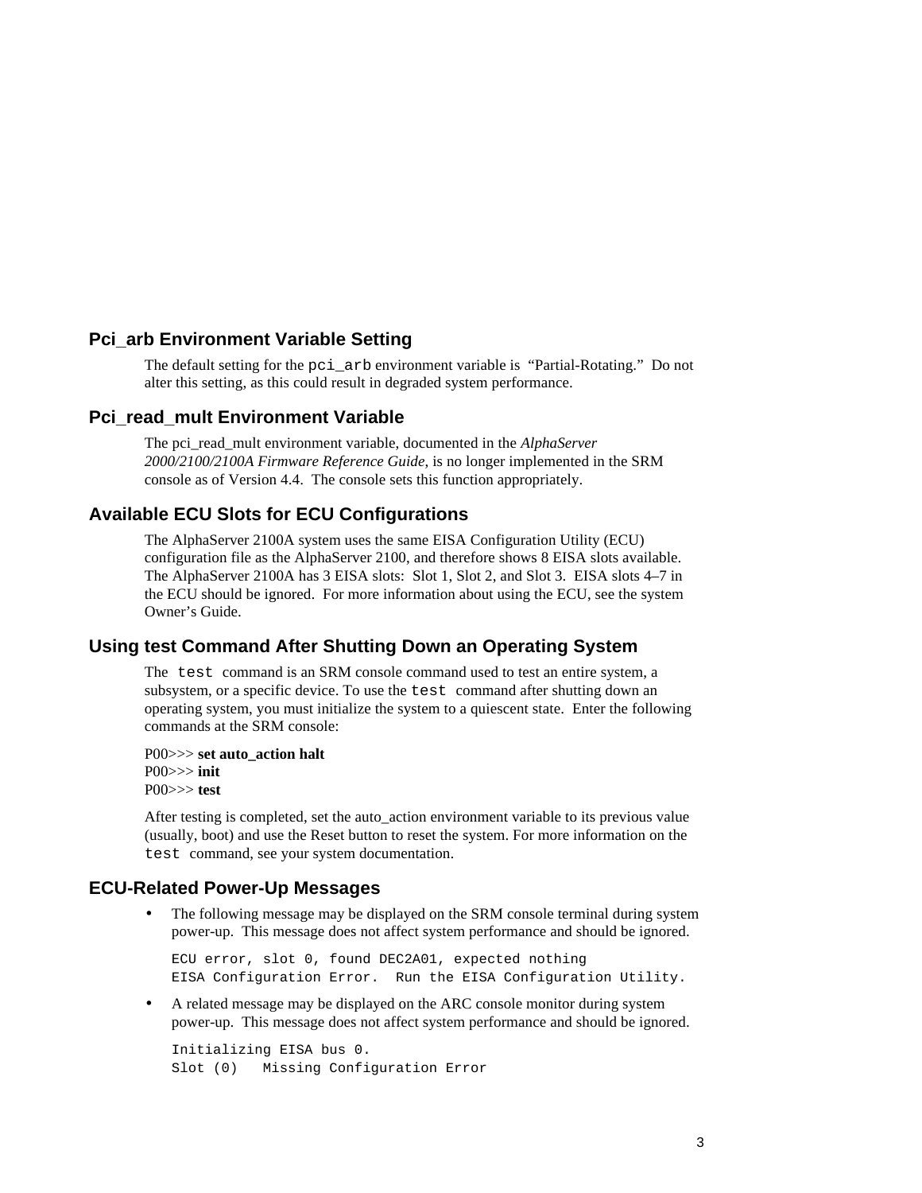## Pci_arb Environment Variable Setting

The default setting for the `pci_arb` environment variable is "Partial-Rotating." Do not alter this setting, as this could result in degraded system performance.

## Pci_read_mult Environment Variable

The pci_read_mult environment variable, documented in the *AlphaServer 2000/2100/2100A Firmware Reference Guide*, is no longer implemented in the SRM console as of Version 4.4. The console sets this function appropriately.

## Available ECU Slots for ECU Configurations

The AlphaServer 2100A system uses the same EISA Configuration Utility (ECU) configuration file as the AlphaServer 2100, and therefore shows 8 EISA slots available. The AlphaServer 2100A has 3 EISA slots: Slot 1, Slot 2, and Slot 3. EISA slots 4–7 in the ECU should be ignored. For more information about using the ECU, see the system Owner's Guide.

## Using test Command After Shutting Down an Operating System

The `test` command is an SRM console command used to test an entire system, a subsystem, or a specific device. To use the `test` command after shutting down an operating system, you must initialize the system to a quiescent state. Enter the following commands at the SRM console:

P00>>> **set auto_action halt**
P00>>> **init**
P00>>> **test**

After testing is completed, set the auto_action environment variable to its previous value (usually, boot) and use the Reset button to reset the system. For more information on the `test` command, see your system documentation.

## ECU-Related Power-Up Messages

- The following message may be displayed on the SRM console terminal during system power-up. This message does not affect system performance and should be ignored.

  ```
  ECU error, slot 0, found DEC2A01, expected nothing
  EISA Configuration Error.  Run the EISA Configuration Utility.
  ```

- A related message may be displayed on the ARC console monitor during system power-up. This message does not affect system performance and should be ignored.

  ```
  Initializing EISA bus 0.
  Slot (0)   Missing Configuration Error
  ```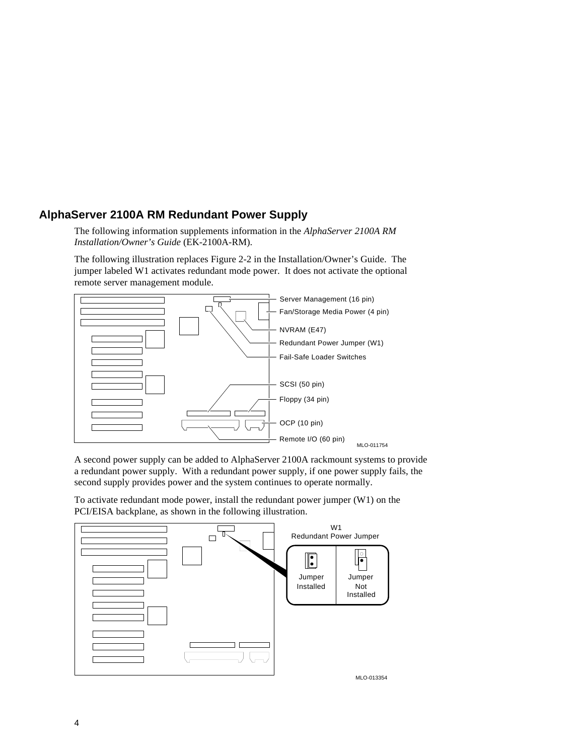## AlphaServer 2100A RM Redundant Power Supply

The following information supplements information in the *AlphaServer 2100A RM Installation/Owner's Guide* (EK-2100A-RM).

The following illustration replaces Figure 2-2 in the Installation/Owner's Guide. The jumper labeled W1 activates redundant mode power. It does not activate the optional remote server management module.

Server Management (16 pin)
Fan/Storage Media Power (4 pin)
NVRAM (E47)
Redundant Power Jumper (W1)
Fail-Safe Loader Switches
SCSI (50 pin)
Floppy (34 pin)
OCP (10 pin)
Remote I/O (60 pin)
MLO-011754

A second power supply can be added to AlphaServer 2100A rackmount systems to provide a redundant power supply. With a redundant power supply, if one power supply fails, the second supply provides power and the system continues to operate normally.

To activate redundant mode power, install the redundant power jumper (W1) on the PCI/EISA backplane, as shown in the following illustration.

W1
Redundant Power Jumper
Jumper Installed
Jumper Not Installed
MLO-013354